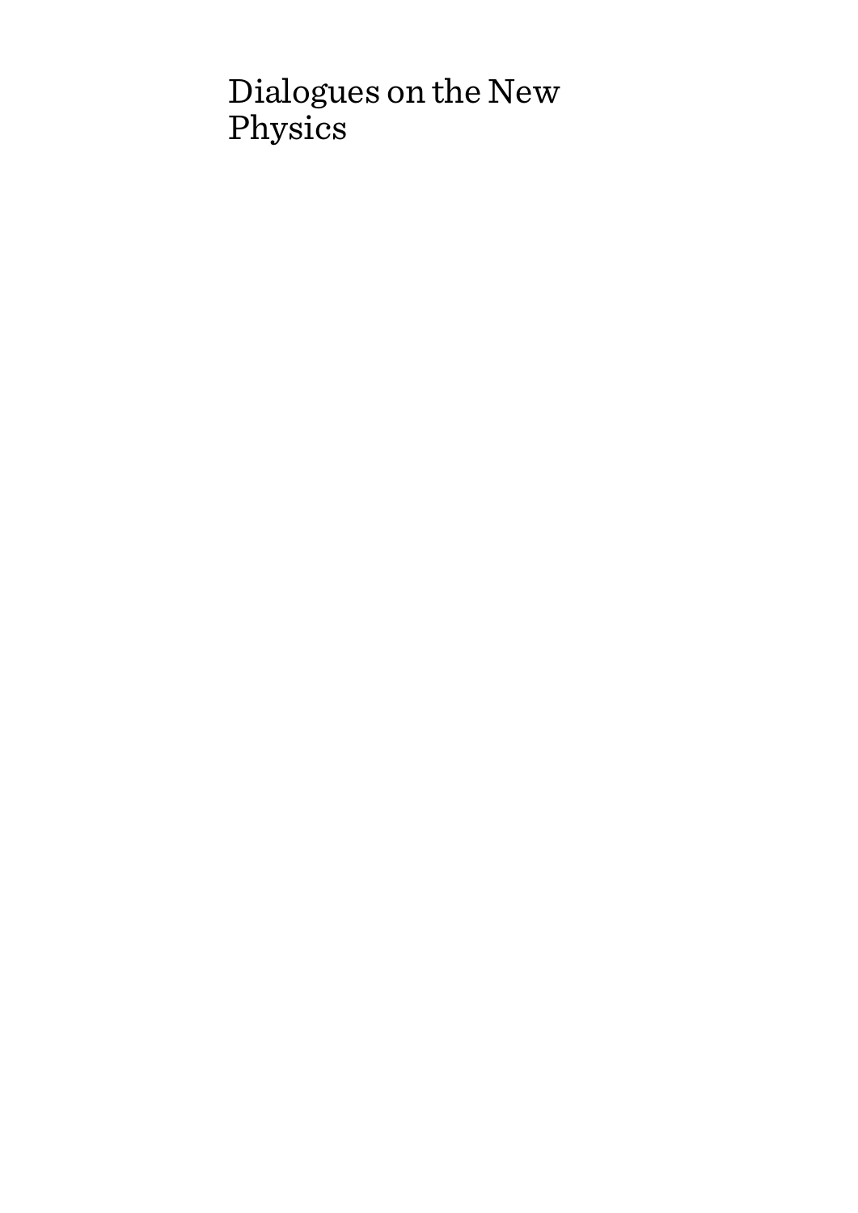# Dialogues on the New Physics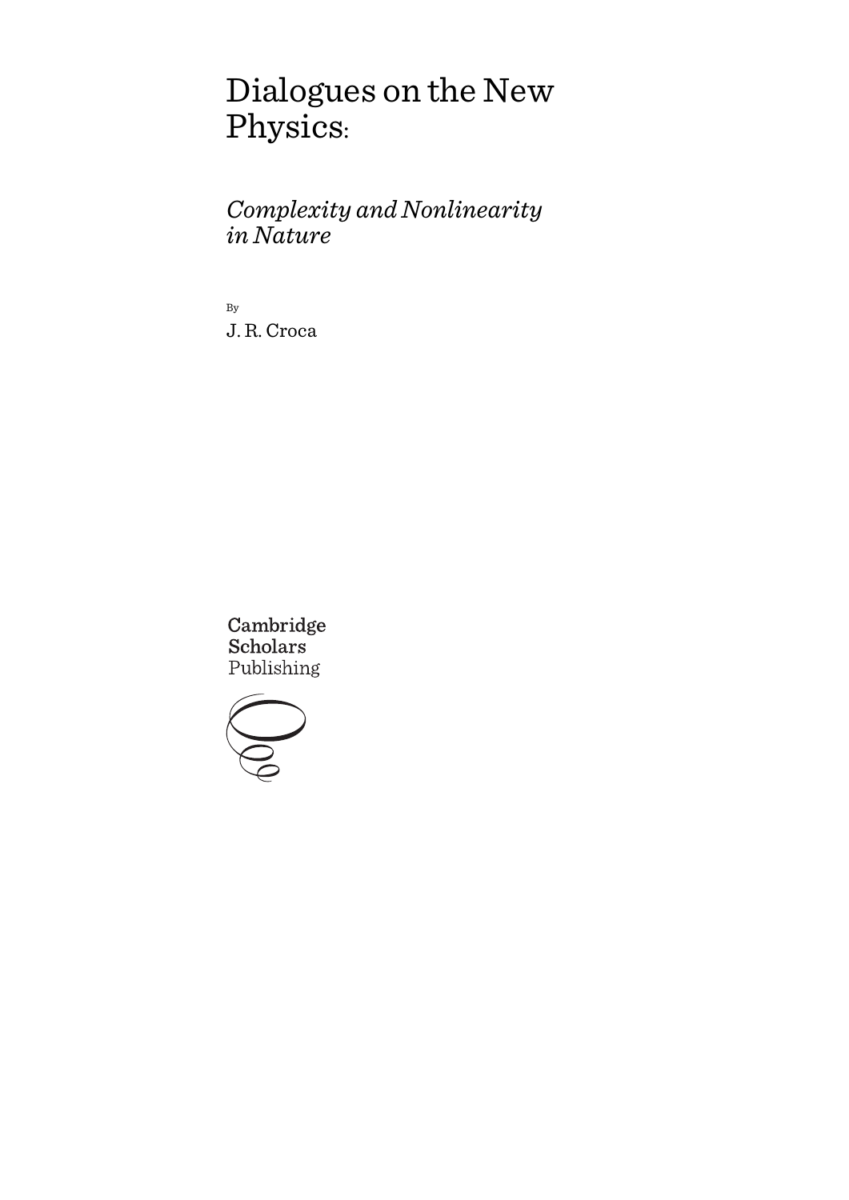# Dialogues on the New Physics:

*Complexity and Nonlinearity in Nature*

By

J. R. Croca

Cambridge Scholars Publishing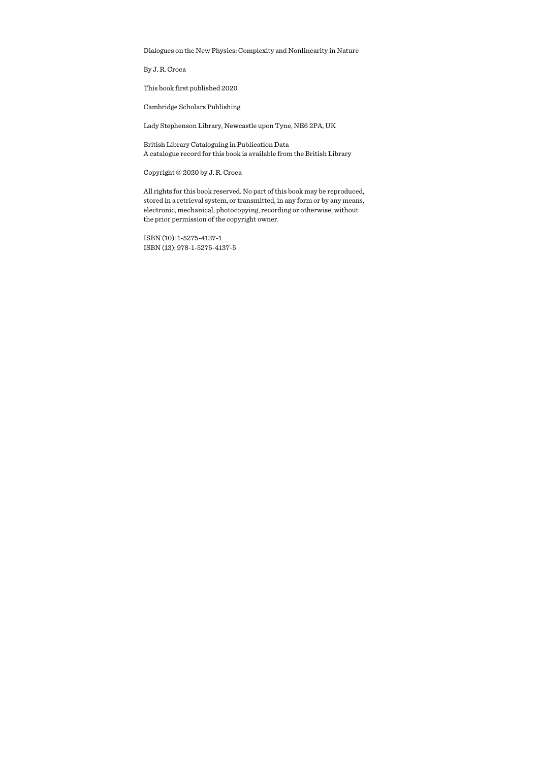Dialogues on the New Physics: Complexity and Nonlinearity in Nature

By J. R. Croca

This book first published 2020

Cambridge Scholars Publishing

Lady Stephenson Library, Newcastle upon Tyne, NE6 2PA, UK

British Library Cataloguing in Publication Data
A catalogue record for this book is available from the British Library

Copyright © 2020 by J. R. Croca

All rights for this book reserved. No part of this book may be reproduced, stored in a retrieval system, or transmitted, in any form or by any means, electronic, mechanical, photocopying, recording or otherwise, without the prior permission of the copyright owner.

ISBN (10): 1-5275-4137-1
ISBN (13): 978-1-5275-4137-5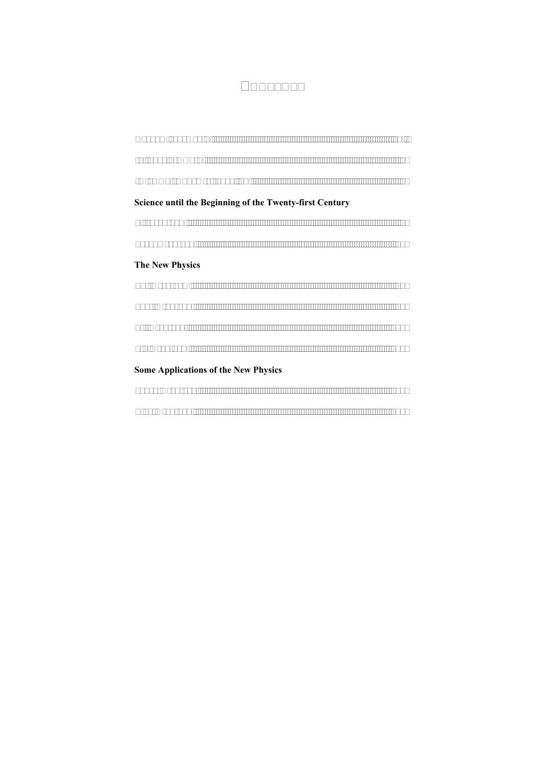**Science until the Beginning of the Twenty-first Century**

**The New Physics**

**Some Applications of the New Physics**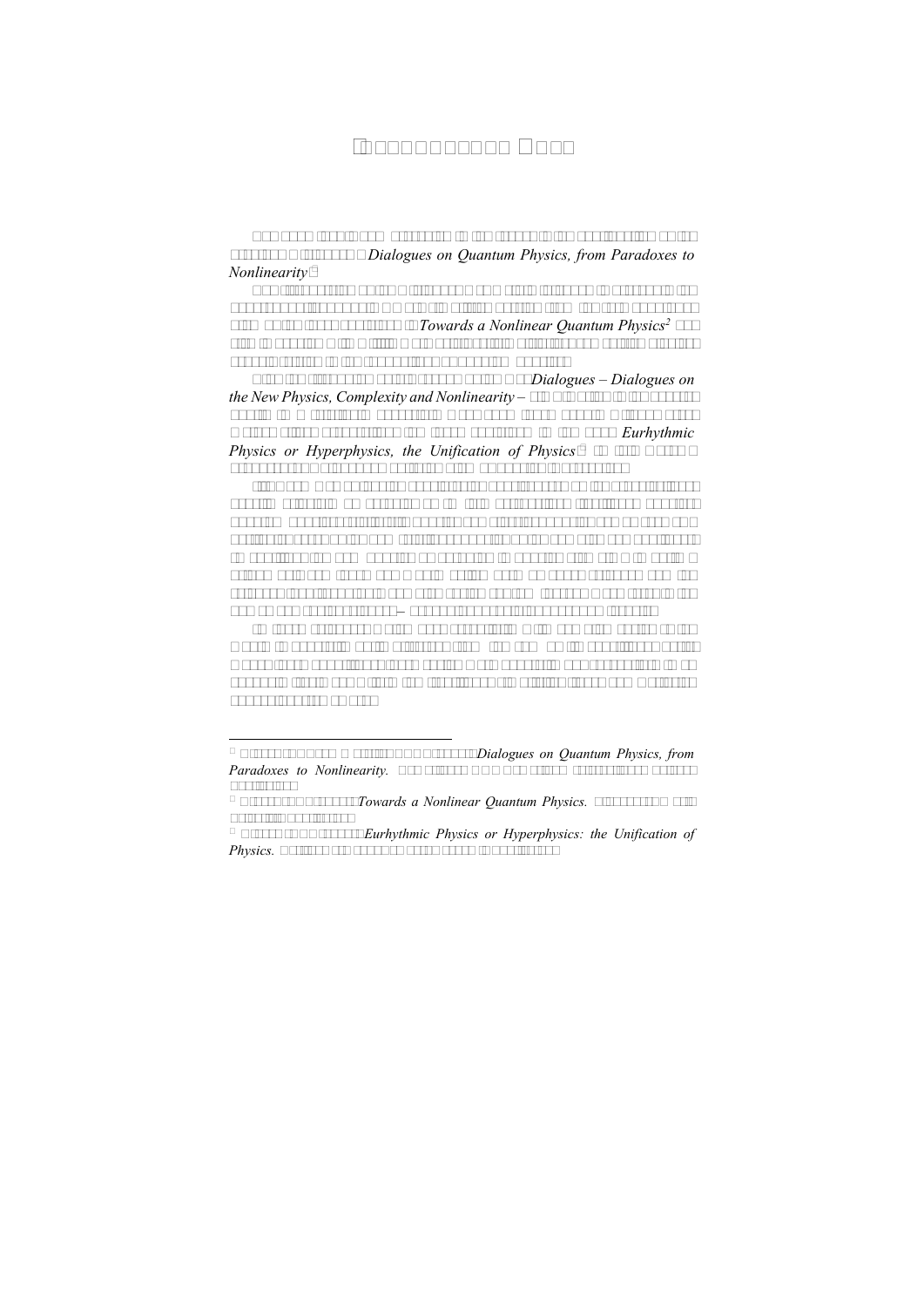*Dialogues on Quantum Physics, from Paradoxes to Nonlinearity*

*Towards a Nonlinear Quantum Physics*[2]

*Dialogues – Dialogues on the New Physics, Complexity and Nonlinearity –*

*Eurhythmic Physics or Hyperphysics, the Unification of Physics*

*Dialogues on Quantum Physics, from Paradoxes to Nonlinearity.*

*Towards a Nonlinear Quantum Physics.*

*Eurhythmic Physics or Hyperphysics: the Unification of Physics.*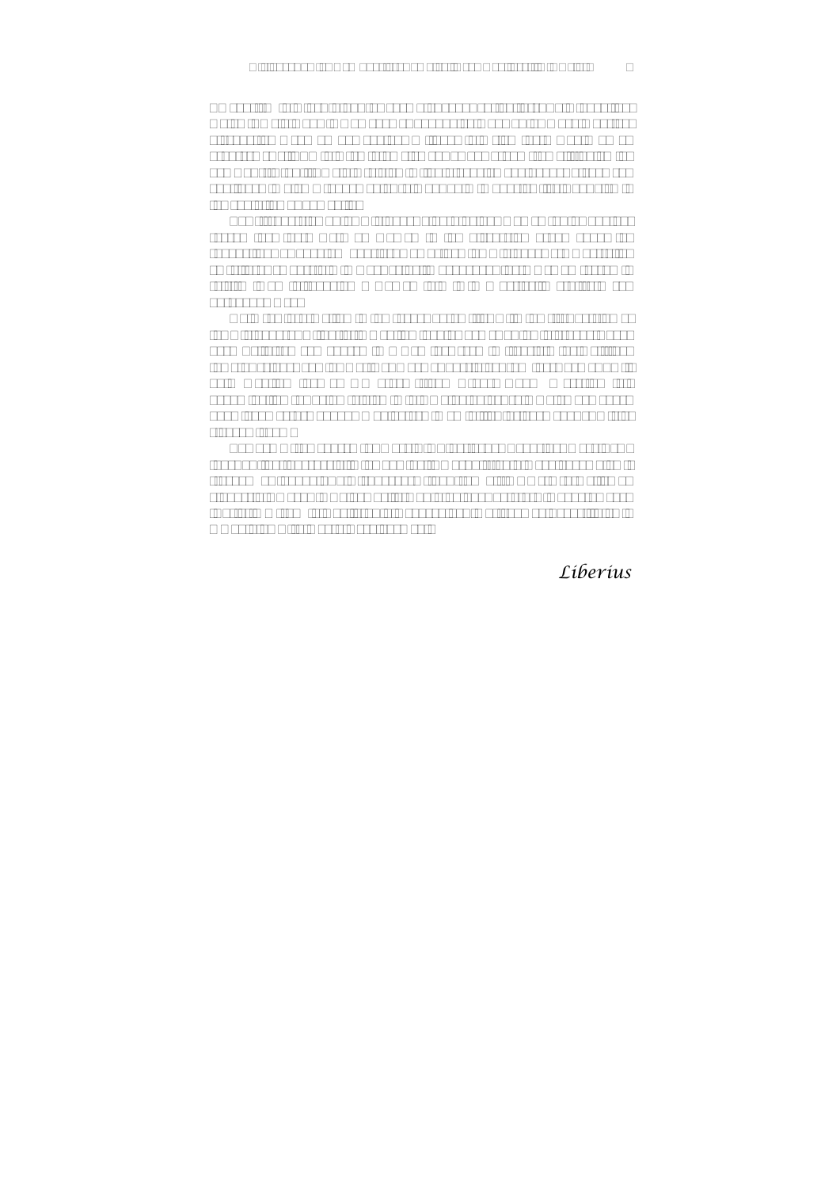*Liberius*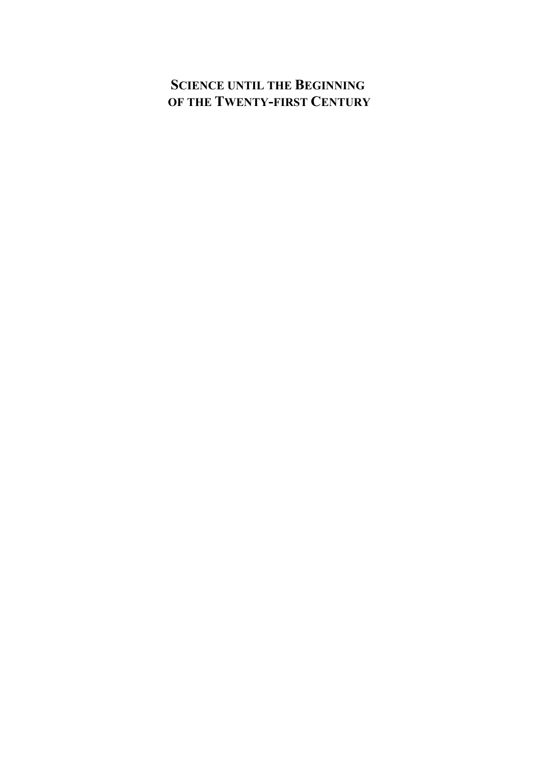# SCIENCE UNTIL THE BEGINNING OF THE TWENTY-FIRST CENTURY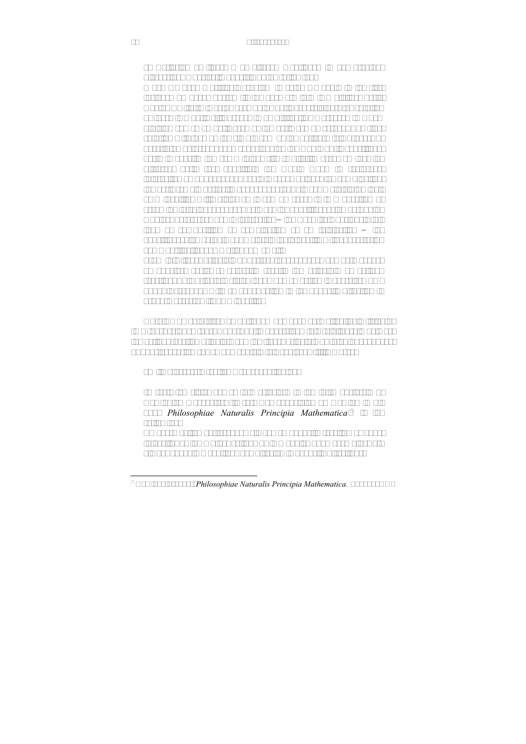*Philosophiae Naturalis Principia Mathematica*

*Philosophiae Naturalis Principia Mathematica.*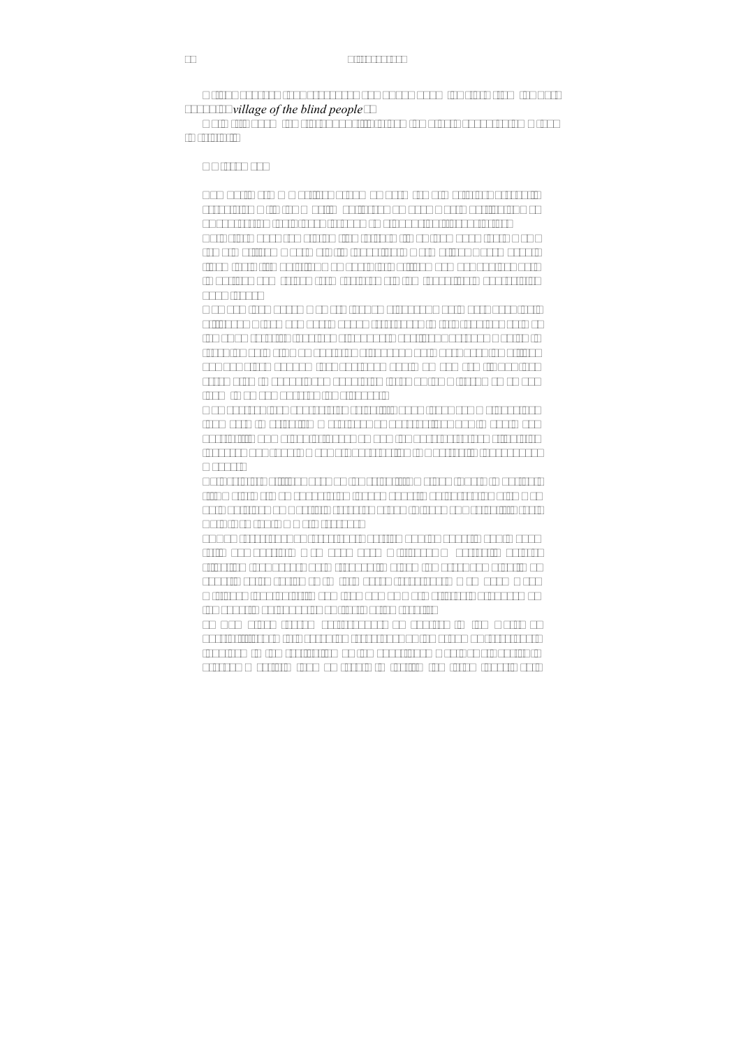*village of the blind people*